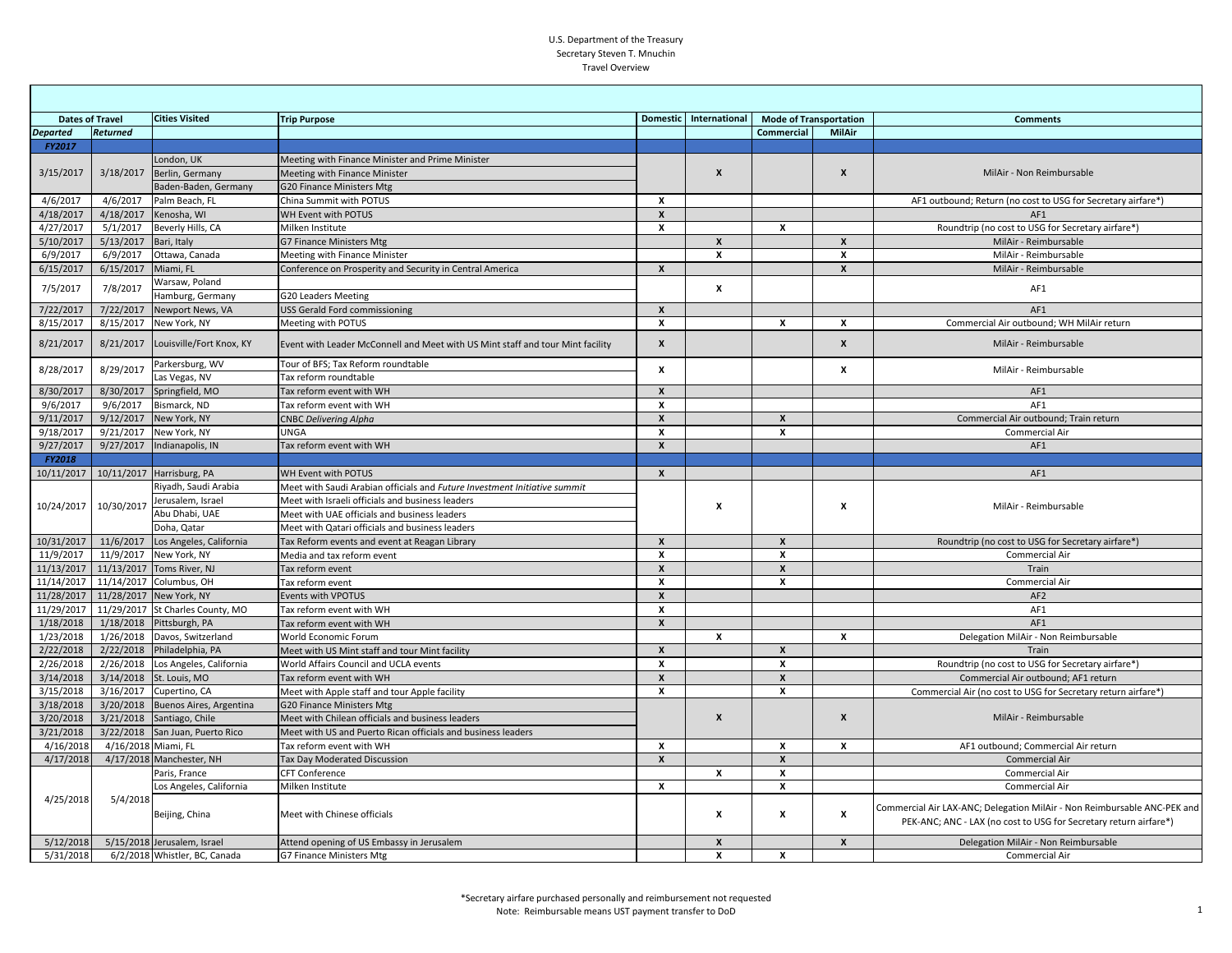U.S. Department of the Treasury
Secretary Steven T. Mnuchin
Travel Overview

| Dates of Travel | | Cities Visited | Trip Purpose | Domestic | International | Mode of Transportation | | Comments |
|---|---|---|---|---|---|---|---|---|
| Departed | Returned | | | | | Commercial | MilAir | |
| **FY2017** | | | | | | | | |
| 3/15/2017 | 3/18/2017 | London, UK | Meeting with Finance Minister and Prime Minister | | X | | X | MilAir - Non Reimbursable |
| | | Berlin, Germany | Meeting with Finance Minister | | | | | |
| | | Baden-Baden, Germany | G20 Finance Ministers Mtg | | | | | |
| 4/6/2017 | 4/6/2017 | Palm Beach, FL | China Summit with POTUS | X | | | | AF1 outbound; Return (no cost to USG for Secretary airfare*) |
| 4/18/2017 | 4/18/2017 | Kenosha, WI | WH Event with POTUS | X | | | | AF1 |
| 4/27/2017 | 5/1/2017 | Beverly Hills, CA | Milken Institute | X | | X | | Roundtrip (no cost to USG for Secretary airfare*) |
| 5/10/2017 | 5/13/2017 | Bari, Italy | G7 Finance Ministers Mtg | | X | | X | MilAir - Reimbursable |
| 6/9/2017 | 6/9/2017 | Ottawa, Canada | Meeting with Finance Minister | | X | | X | MilAir - Reimbursable |
| 6/15/2017 | 6/15/2017 | Miami, FL | Conference on Prosperity and Security in Central America | X | | | X | MilAir - Reimbursable |
| 7/5/2017 | 7/8/2017 | Warsaw, Poland | | | X | | | AF1 |
| | | Hamburg, Germany | G20 Leaders Meeting | | | | | |
| 7/22/2017 | 7/22/2017 | Newport News, VA | USS Gerald Ford commissioning | X | | | | AF1 |
| 8/15/2017 | 8/15/2017 | New York, NY | Meeting with POTUS | X | | X | X | Commercial Air outbound; WH MilAir return |
| 8/21/2017 | 8/21/2017 | Louisville/Fort Knox, KY | Event with Leader McConnell and Meet with US Mint staff and tour Mint facility | X | | | X | MilAir - Reimbursable |
| 8/28/2017 | 8/29/2017 | Parkersburg, WV | Tour of BFS; Tax Reform roundtable | X | | | X | MilAir - Reimbursable |
| | | Las Vegas, NV | Tax reform roundtable | | | | | |
| 8/30/2017 | 8/30/2017 | Springfield, MO | Tax reform event with WH | X | | | | AF1 |
| 9/6/2017 | 9/6/2017 | Bismarck, ND | Tax reform event with WH | X | | | | AF1 |
| 9/11/2017 | 9/12/2017 | New York, NY | CNBC *Delivering Alpha* | X | | X | | Commercial Air outbound; Train return |
| 9/18/2017 | 9/21/2017 | New York, NY | UNGA | X | | X | | Commercial Air |
| 9/27/2017 | 9/27/2017 | Indianapolis, IN | Tax reform event with WH | X | | | | AF1 |
| **FY2018** | | | | | | | | |
| 10/11/2017 | 10/11/2017 | Harrisburg, PA | WH Event with POTUS | X | | | | AF1 |
| 10/24/2017 | 10/30/2017 | Riyadh, Saudi Arabia | Meet with Saudi Arabian officials and *Future Investment Initiative summit* | | X | | X | MilAir - Reimbursable |
| | | Jerusalem, Israel | Meet with Israeli officials and business leaders | | | | | |
| | | Abu Dhabi, UAE | Meet with UAE officials and business leaders | | | | | |
| | | Doha, Qatar | Meet with Qatari officials and business leaders | | | | | |
| 10/31/2017 | 11/6/2017 | Los Angeles, California | Tax Reform events and event at Reagan Library | X | | X | | Roundtrip (no cost to USG for Secretary airfare*) |
| 11/9/2017 | 11/9/2017 | New York, NY | Media and tax reform event | X | | X | | Commercial Air |
| 11/13/2017 | 11/13/2017 | Toms River, NJ | Tax reform event | X | | X | | Train |
| 11/14/2017 | 11/14/2017 | Columbus, OH | Tax reform event | X | | X | | Commercial Air |
| 11/28/2017 | 11/28/2017 | New York, NY | Events with VPOTUS | X | | | | AF2 |
| 11/29/2017 | 11/29/2017 | St Charles County, MO | Tax reform event with WH | X | | | | AF1 |
| 1/18/2018 | 1/18/2018 | Pittsburgh, PA | Tax reform event with WH | X | | | | AF1 |
| 1/23/2018 | 1/26/2018 | Davos, Switzerland | World Economic Forum | | X | | X | Delegation MilAir - Non Reimbursable |
| 2/22/2018 | 2/22/2018 | Philadelphia, PA | Meet with US Mint staff and tour Mint facility | X | | X | | Train |
| 2/26/2018 | 2/26/2018 | Los Angeles, California | World Affairs Council and UCLA events | X | | X | | Roundtrip (no cost to USG for Secretary airfare*) |
| 3/14/2018 | 3/14/2018 | St. Louis, MO | Tax reform event with WH | X | | X | | Commercial Air outbound; AF1 return |
| 3/15/2018 | 3/16/2018 | Cupertino, CA | Meet with Apple staff and tour Apple facility | X | | X | | Commercial Air (no cost to USG for Secretary return airfare*) |
| 3/18/2018 | 3/20/2018 | Buenos Aires, Argentina | G20 Finance Ministers Mtg | | X | | X | MilAir - Reimbursable |
| 3/20/2018 | 3/21/2018 | Santiago, Chile | Meet with Chilean officials and business leaders | | | | | |
| 3/21/2018 | 3/22/2018 | San Juan, Puerto Rico | Meet with US and Puerto Rican officials and business leaders | | | | | |
| 4/16/2018 | 4/16/2018 | Miami, FL | Tax reform event with WH | X | | X | X | AF1 outbound; Commercial Air return |
| 4/17/2018 | 4/17/2018 | Manchester, NH | Tax Day Moderated Discussion | X | | X | | Commercial Air |
| 4/25/2018 | 5/4/2018 | Paris, France | CFT Conference | | X | X | | Commercial Air |
| | | Los Angeles, California | Milken Institute | X | | X | | Commercial Air |
| | | Beijing, China | Meet with Chinese officials | | X | X | X | Commercial Air LAX-ANC; Delegation MilAir - Non Reimbursable ANC-PEK and PEK-ANC; ANC - LAX (no cost to USG for Secretary return airfare*) |
| 5/12/2018 | 5/15/2018 | Jerusalem, Israel | Attend opening of US Embassy in Jerusalem | | X | | X | Delegation MilAir - Non Reimbursable |
| 5/31/2018 | 6/2/2018 | Whistler, BC, Canada | G7 Finance Ministers Mtg | | X | X | | Commercial Air |

*Secretary airfare purchased personally and reimbursement not requested
Note: Reimbursable means UST payment transfer to DoD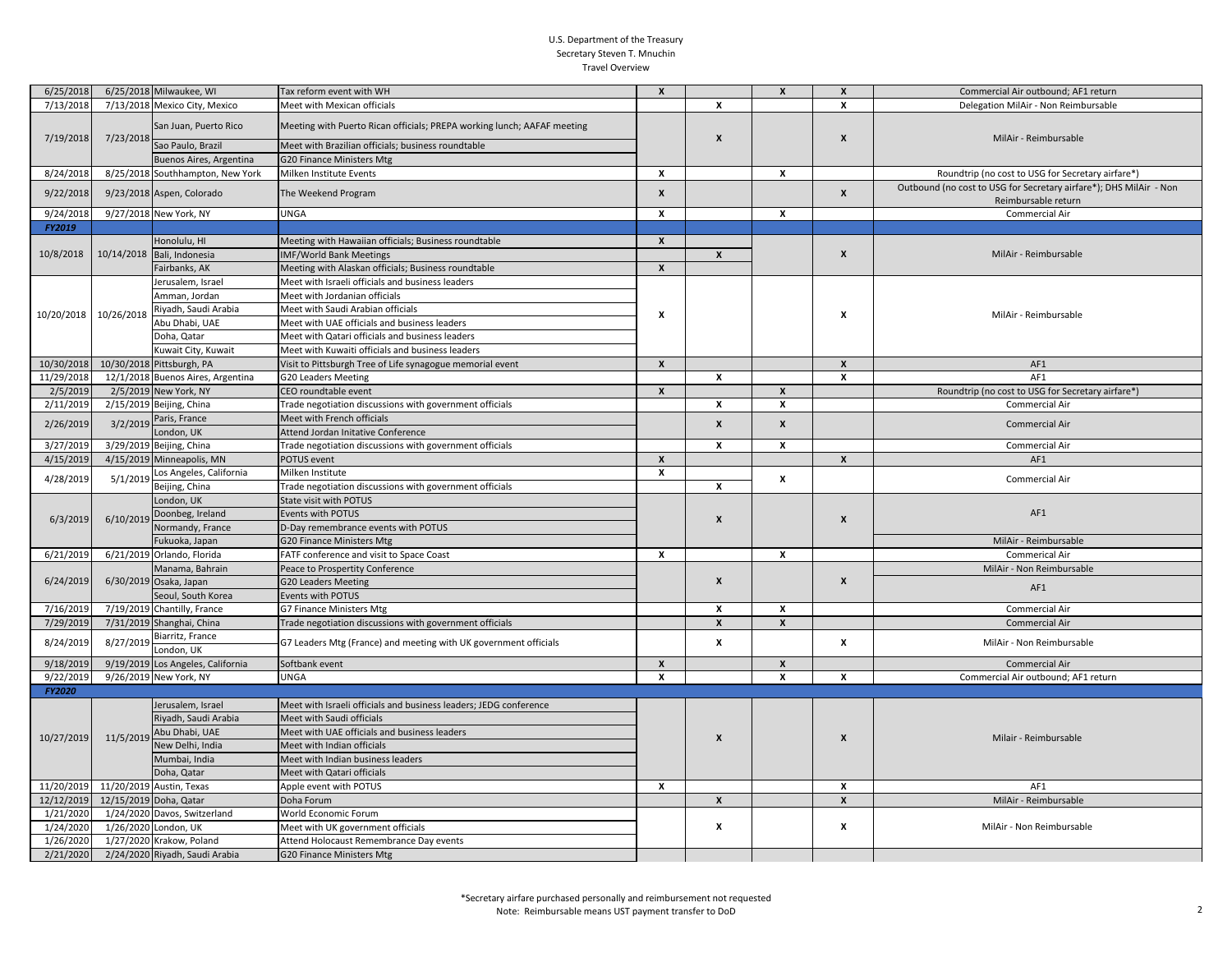| | | | | | | | | |
|---|---|---|---|---|---|---|---|---|
| 6/25/2018 | 6/25/2018 | Milwaukee, WI | Tax reform event with WH | X | | X | X | Commercial Air outbound; AF1 return |
| 7/13/2018 | 7/13/2018 | Mexico City, Mexico | Meet with Mexican officials | | X | | X | Delegation MilAir - Non Reimbursable |
| 7/19/2018 | 7/23/2018 | San Juan, Puerto Rico | Meeting with Puerto Rican officials; PREPA working lunch; AAFAF meeting | | X | | X | MilAir - Reimbursable |
| | | Sao Paulo, Brazil | Meet with Brazilian officials; business roundtable | | | | | |
| | | Buenos Aires, Argentina | G20 Finance Ministers Mtg | | | | | |
| 8/24/2018 | 8/25/2018 | Southhampton, New York | Milken Institute Events | X | | X | | Roundtrip (no cost to USG for Secretary airfare*) |
| 9/22/2018 | 9/23/2018 | Aspen, Colorado | The Weekend Program | X | | | X | Outbound (no cost to USG for Secretary airfare*); DHS MilAir - Non Reimbursable return |
| 9/24/2018 | 9/27/2018 | New York, NY | UNGA | X | | X | | Commercial Air |
| *FY2019* | | | | | | | | |
| 10/8/2018 | 10/14/2018 | Honolulu, HI | Meeting with Hawaiian officials; Business roundtable | X | | | X | MilAir - Reimbursable |
| | | Bali, Indonesia | IMF/World Bank Meetings | | X | | | |
| | | Fairbanks, AK | Meeting with Alaskan officials; Business roundtable | X | | | | |
| 10/20/2018 | 10/26/2018 | Jerusalem, Israel | Meet with Israeli officials and business leaders | X | | | X | MilAir - Reimbursable |
| | | Amman, Jordan | Meet with Jordanian officials | | | | | |
| | | Riyadh, Saudi Arabia | Meet with Saudi Arabian officials | | | | | |
| | | Abu Dhabi, UAE | Meet with UAE officials and business leaders | | | | | |
| | | Doha, Qatar | Meet with Qatari officials and business leaders | | | | | |
| | | Kuwait City, Kuwait | Meet with Kuwaiti officials and business leaders | | | | | |
| 10/30/2018 | 10/30/2018 | Pittsburgh, PA | Visit to Pittsburgh Tree of Life synagogue memorial event | X | | | X | AF1 |
| 11/29/2018 | 12/1/2018 | Buenos Aires, Argentina | G20 Leaders Meeting | | X | | X | AF1 |
| 2/5/2019 | 2/5/2019 | New York, NY | CEO roundtable event | X | | X | | Roundtrip (no cost to USG for Secretary airfare*) |
| 2/11/2019 | 2/15/2019 | Beijing, China | Trade negotiation discussions with government officials | | X | X | | Commercial Air |
| 2/26/2019 | 3/2/2019 | Paris, France | Meet with French officials | | X | X | | Commercial Air |
| | | London, UK | Attend Jordan Initative Conference | | | | | |
| 3/27/2019 | 3/29/2019 | Beijing, China | Trade negotiation discussions with government officials | | X | X | | Commercial Air |
| 4/15/2019 | 4/15/2019 | Minneapolis, MN | POTUS event | X | | | X | AF1 |
| 4/28/2019 | 5/1/2019 | Los Angeles, California | Milken Institute | X | | X | | Commercial Air |
| | | Beijing, China | Trade negotiation discussions with government officials | | X | | | |
| 6/3/2019 | 6/10/2019 | London, UK | State visit with POTUS | | X | | X | AF1 |
| | | Doonbeg, Ireland | Events with POTUS | | | | | |
| | | Normandy, France | D-Day remembrance events with POTUS | | | | | |
| | | Fukuoka, Japan | G20 Finance Ministers Mtg | | | | | MilAir - Reimbursable |
| 6/21/2019 | 6/21/2019 | Orlando, Florida | FATF conference and visit to Space Coast | X | | X | | Commerical Air |
| 6/24/2019 | 6/30/2019 | Manama, Bahrain | Peace to Prospertity Conference | | X | | X | MilAir - Non Reimbursable |
| | | Osaka, Japan | G20 Leaders Meeting | | | | | AF1 |
| | | Seoul, South Korea | Events with POTUS | | | | | |
| 7/16/2019 | 7/19/2019 | Chantilly, France | G7 Finance Ministers Mtg | | X | X | | Commercial Air |
| 7/29/2019 | 7/31/2019 | Shanghai, China | Trade negotiation discussions with government officials | | X | X | | Commercial Air |
| 8/24/2019 | 8/27/2019 | Biarritz, France | G7 Leaders Mtg (France) and meeting with UK government officials | | X | | X | MilAir - Non Reimbursable |
| | | London, UK | | | | | | |
| 9/18/2019 | 9/19/2019 | Los Angeles, California | Softbank event | X | | X | | Commercial Air |
| 9/22/2019 | 9/26/2019 | New York, NY | UNGA | X | | X | X | Commercial Air outbound; AF1 return |
| *FY2020* | | | | | | | | |
| 10/27/2019 | 11/5/2019 | Jerusalem, Israel | Meet with Israeli officials and business leaders; JEDG conference | | X | | X | Milair - Reimbursable |
| | | Riyadh, Saudi Arabia | Meet with Saudi officials | | | | | |
| | | Abu Dhabi, UAE | Meet with UAE officials and business leaders | | | | | |
| | | New Delhi, India | Meet with Indian officials | | | | | |
| | | Mumbai, India | Meet with Indian business leaders | | | | | |
| | | Doha, Qatar | Meet with Qatari officials | | | | | |
| 11/20/2019 | 11/20/2019 | Austin, Texas | Apple event with POTUS | X | | | X | AF1 |
| 12/12/2019 | 12/15/2019 | Doha, Qatar | Doha Forum | | X | | X | MilAir - Reimbursable |
| 1/21/2020 | 1/24/2020 | Davos, Switzerland | World Economic Forum | | X | | X | MilAir - Non Reimbursable |
| 1/24/2020 | 1/26/2020 | London, UK | Meet with UK government officials | | | | | |
| 1/26/2020 | 1/27/2020 | Krakow, Poland | Attend Holocaust Remembrance Day events | | | | | |
| 2/21/2020 | 2/24/2020 | Riyadh, Saudi Arabia | G20 Finance Ministers Mtg | | | | | |

*Secretary airfare purchased personally and reimbursement not requested

Note: Reimbursable means UST payment transfer to DoD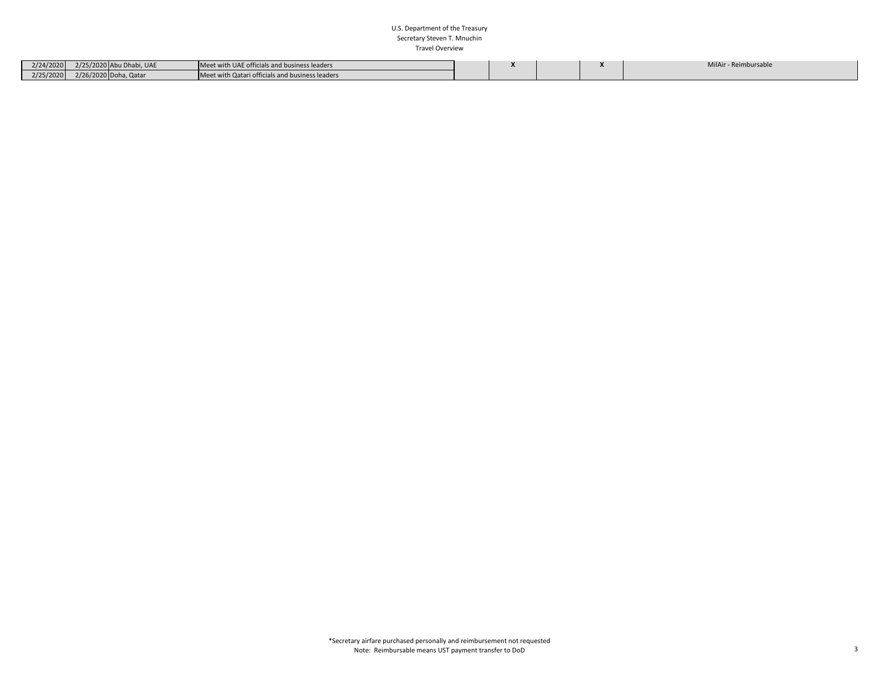| | | | | | | | | |
|---|---|---|---|---|---|---|---|---|
| 2/24/2020 | 2/25/2020 | Abu Dhabi, UAE | Meet with UAE officials and business leaders | | X | | X | MilAir - Reimbursable |
| 2/25/2020 | 2/26/2020 | Doha, Qatar | Meet with Qatari officials and business leaders | | | | | |

*Secretary airfare purchased personally and reimbursement not requested
Note: Reimbursable means UST payment transfer to DoD